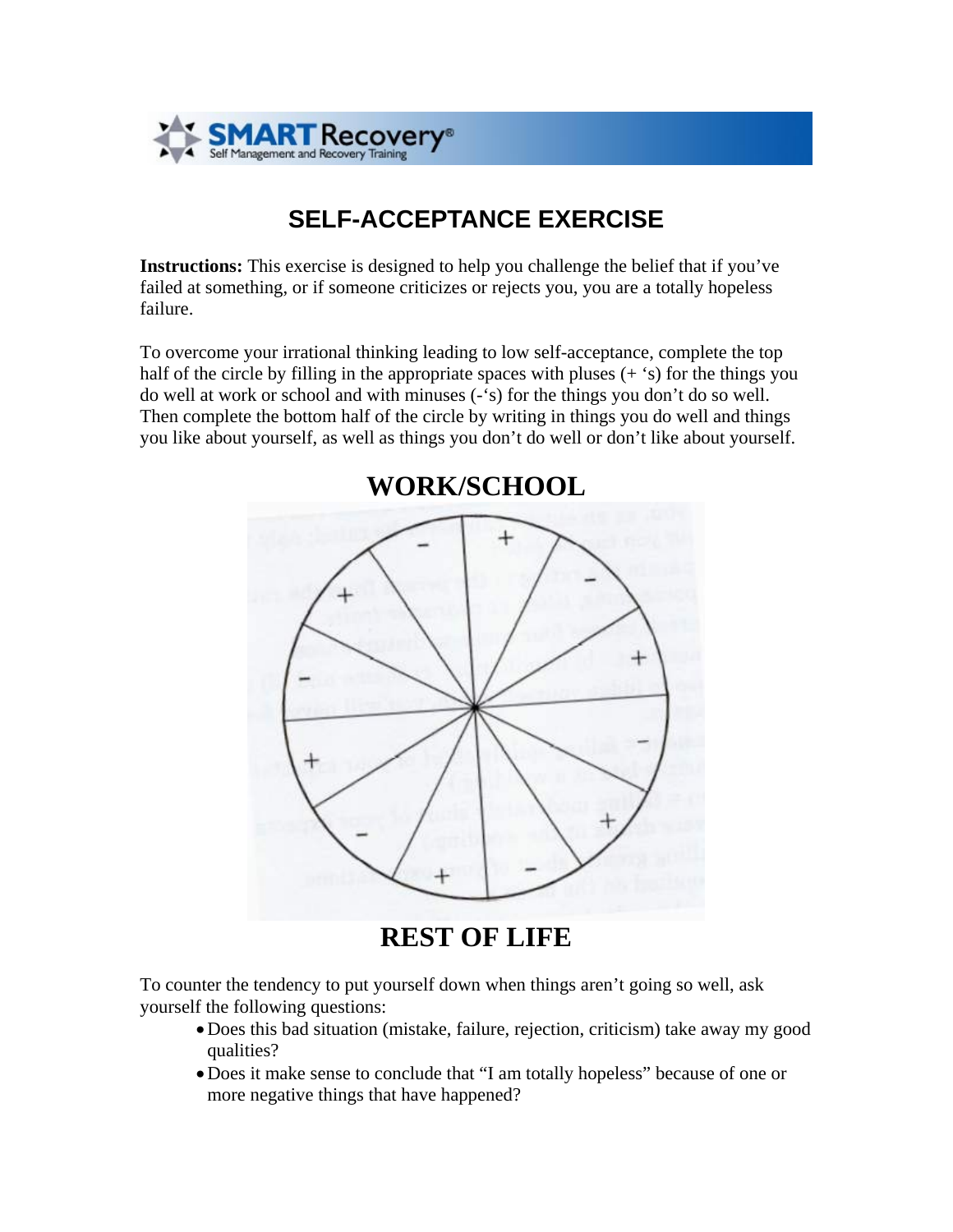# SELF-ACCEPTANCE EXERCISE

**Instructions:** This exercise is designed to help you challenge the belief that if you've failed at something, or if someone criticizes or rejects you, you are a totally hopeless failure.

To overcome your irrational thinking leading to low self-acceptance, complete the top half of the circle by filling in the appropriate spaces with pluses (+ 's) for the things you do well at work or school and with minuses (-'s) for the things you don't do so well. Then complete the bottom half of the circle by writing in things you do well and things you like about yourself, as well as things you don't do well or don't like about yourself.

## WORK/SCHOOL

## REST OF LIFE

To counter the tendency to put yourself down when things aren't going so well, ask yourself the following questions:

- Does this bad situation (mistake, failure, rejection, criticism) take away my good qualities?
- Does it make sense to conclude that "I am totally hopeless" because of one or more negative things that have happened?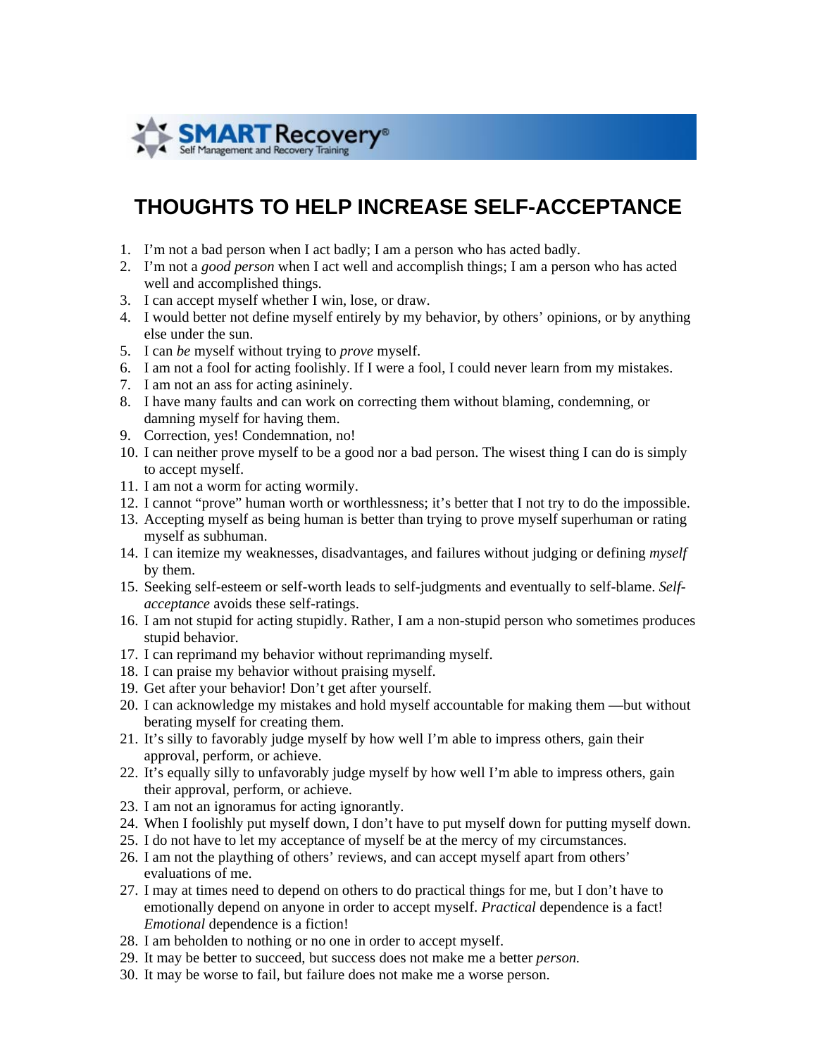# THOUGHTS TO HELP INCREASE SELF-ACCEPTANCE

1. I'm not a bad person when I act badly; I am a person who has acted badly.
2. I'm not a *good person* when I act well and accomplish things; I am a person who has acted well and accomplished things.
3. I can accept myself whether I win, lose, or draw.
4. I would better not define myself entirely by my behavior, by others' opinions, or by anything else under the sun.
5. I can *be* myself without trying to *prove* myself.
6. I am not a fool for acting foolishly. If I were a fool, I could never learn from my mistakes.
7. I am not an ass for acting asininely.
8. I have many faults and can work on correcting them without blaming, condemning, or damning myself for having them.
9. Correction, yes! Condemnation, no!
10. I can neither prove myself to be a good nor a bad person. The wisest thing I can do is simply to accept myself.
11. I am not a worm for acting wormily.
12. I cannot "prove" human worth or worthlessness; it's better that I not try to do the impossible.
13. Accepting myself as being human is better than trying to prove myself superhuman or rating myself as subhuman.
14. I can itemize my weaknesses, disadvantages, and failures without judging or defining *myself* by them.
15. Seeking self-esteem or self-worth leads to self-judgments and eventually to self-blame. *Self-acceptance* avoids these self-ratings.
16. I am not stupid for acting stupidly. Rather, I am a non-stupid person who sometimes produces stupid behavior.
17. I can reprimand my behavior without reprimanding myself.
18. I can praise my behavior without praising myself.
19. Get after your behavior! Don't get after yourself.
20. I can acknowledge my mistakes and hold myself accountable for making them —but without berating myself for creating them.
21. It's silly to favorably judge myself by how well I'm able to impress others, gain their approval, perform, or achieve.
22. It's equally silly to unfavorably judge myself by how well I'm able to impress others, gain their approval, perform, or achieve.
23. I am not an ignoramus for acting ignorantly.
24. When I foolishly put myself down, I don't have to put myself down for putting myself down.
25. I do not have to let my acceptance of myself be at the mercy of my circumstances.
26. I am not the plaything of others' reviews, and can accept myself apart from others' evaluations of me.
27. I may at times need to depend on others to do practical things for me, but I don't have to emotionally depend on anyone in order to accept myself. *Practical* dependence is a fact! *Emotional* dependence is a fiction!
28. I am beholden to nothing or no one in order to accept myself.
29. It may be better to succeed, but success does not make me a better *person.*
30. It may be worse to fail, but failure does not make me a worse person.